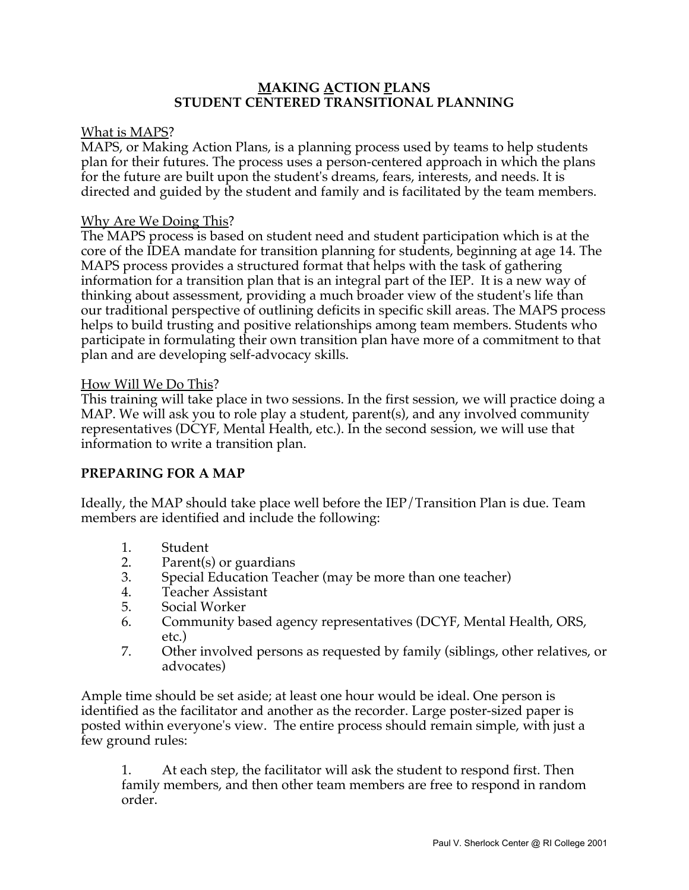# **MAKING ACTION PLANS**
# **STUDENT CENTERED TRANSITIONAL PLANNING**

What is MAPS?
MAPS, or Making Action Plans, is a planning process used by teams to help students plan for their futures. The process uses a person-centered approach in which the plans for the future are built upon the student's dreams, fears, interests, and needs. It is directed and guided by the student and family and is facilitated by the team members.

Why Are We Doing This?
The MAPS process is based on student need and student participation which is at the core of the IDEA mandate for transition planning for students, beginning at age 14. The MAPS process provides a structured format that helps with the task of gathering information for a transition plan that is an integral part of the IEP. It is a new way of thinking about assessment, providing a much broader view of the student's life than our traditional perspective of outlining deficits in specific skill areas. The MAPS process helps to build trusting and positive relationships among team members. Students who participate in formulating their own transition plan have more of a commitment to that plan and are developing self-advocacy skills.

How Will We Do This?
This training will take place in two sessions. In the first session, we will practice doing a MAP. We will ask you to role play a student, parent(s), and any involved community representatives (DCYF, Mental Health, etc.). In the second session, we will use that information to write a transition plan.

## **PREPARING FOR A MAP**

Ideally, the MAP should take place well before the IEP/Transition Plan is due. Team members are identified and include the following:

1. Student
2. Parent(s) or guardians
3. Special Education Teacher (may be more than one teacher)
4. Teacher Assistant
5. Social Worker
6. Community based agency representatives (DCYF, Mental Health, ORS, etc.)
7. Other involved persons as requested by family (siblings, other relatives, or advocates)

Ample time should be set aside; at least one hour would be ideal. One person is identified as the facilitator and another as the recorder. Large poster-sized paper is posted within everyone's view. The entire process should remain simple, with just a few ground rules:

1. At each step, the facilitator will ask the student to respond first. Then family members, and then other team members are free to respond in random order.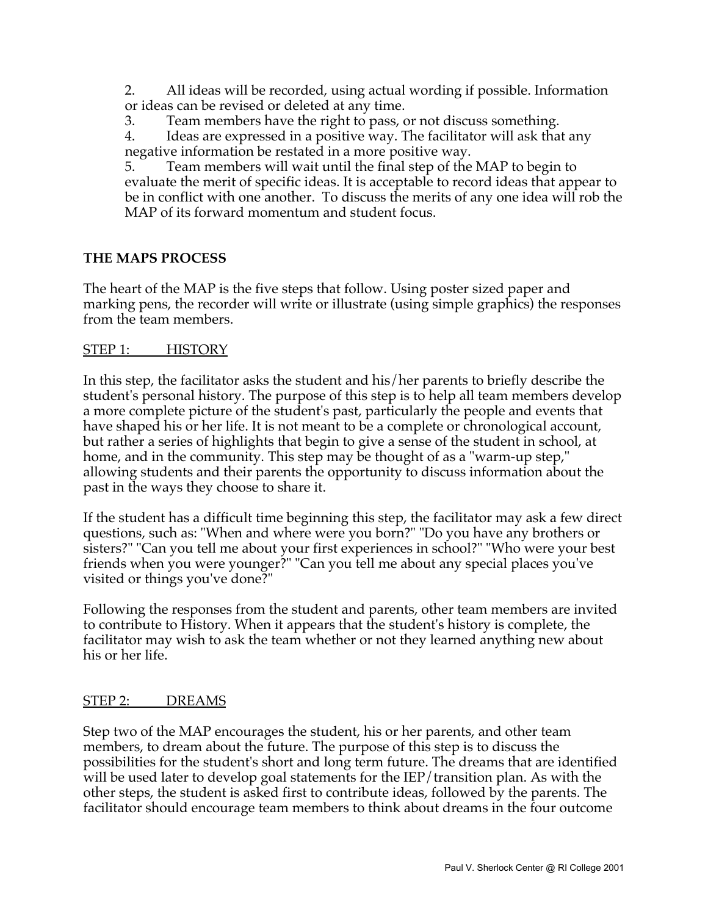2. All ideas will be recorded, using actual wording if possible. Information or ideas can be revised or deleted at any time.
3. Team members have the right to pass, or not discuss something.
4. Ideas are expressed in a positive way. The facilitator will ask that any negative information be restated in a more positive way.
5. Team members will wait until the final step of the MAP to begin to evaluate the merit of specific ideas. It is acceptable to record ideas that appear to be in conflict with one another. To discuss the merits of any one idea will rob the MAP of its forward momentum and student focus.

**THE MAPS PROCESS**

The heart of the MAP is the five steps that follow. Using poster sized paper and marking pens, the recorder will write or illustrate (using simple graphics) the responses from the team members.

STEP 1: HISTORY

In this step, the facilitator asks the student and his/her parents to briefly describe the student's personal history. The purpose of this step is to help all team members develop a more complete picture of the student's past, particularly the people and events that have shaped his or her life. It is not meant to be a complete or chronological account, but rather a series of highlights that begin to give a sense of the student in school, at home, and in the community. This step may be thought of as a "warm-up step," allowing students and their parents the opportunity to discuss information about the past in the ways they choose to share it.

If the student has a difficult time beginning this step, the facilitator may ask a few direct questions, such as: "When and where were you born?" "Do you have any brothers or sisters?" "Can you tell me about your first experiences in school?" "Who were your best friends when you were younger?" "Can you tell me about any special places you've visited or things you've done?"

Following the responses from the student and parents, other team members are invited to contribute to History. When it appears that the student's history is complete, the facilitator may wish to ask the team whether or not they learned anything new about his or her life.

STEP 2: DREAMS

Step two of the MAP encourages the student, his or her parents, and other team members, to dream about the future. The purpose of this step is to discuss the possibilities for the student's short and long term future. The dreams that are identified will be used later to develop goal statements for the IEP/transition plan. As with the other steps, the student is asked first to contribute ideas, followed by the parents. The facilitator should encourage team members to think about dreams in the four outcome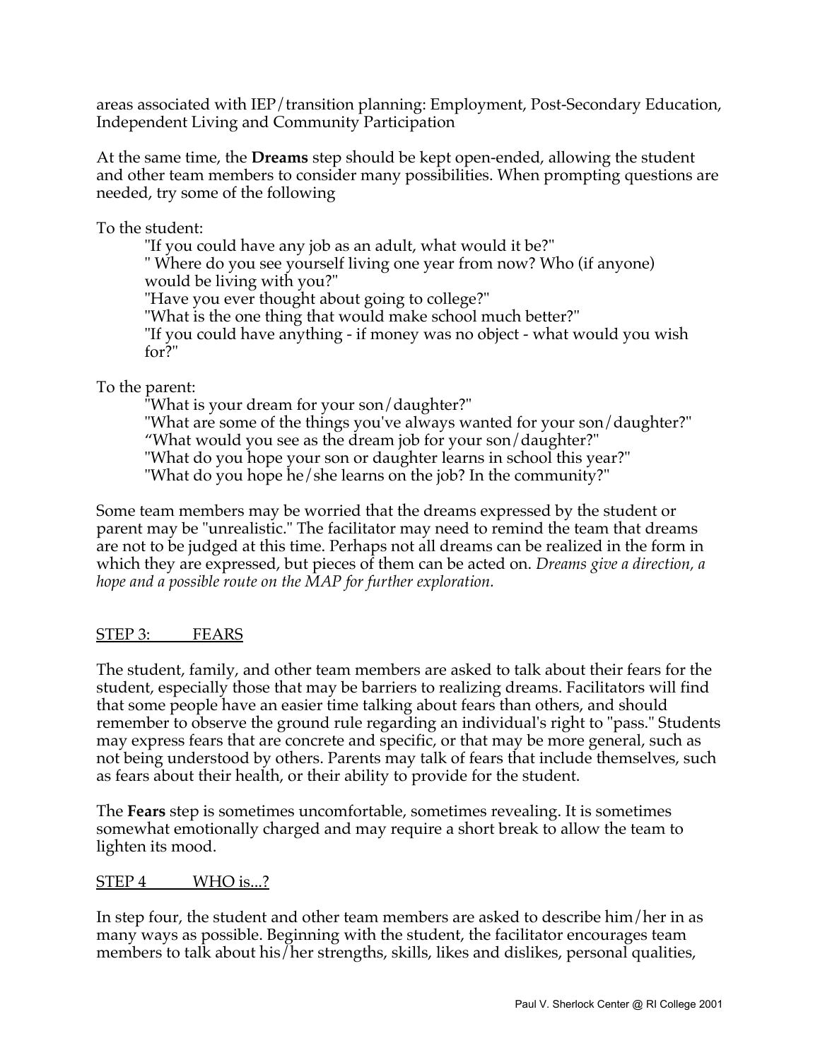areas associated with IEP/transition planning: Employment, Post-Secondary Education, Independent Living and Community Participation

At the same time, the **Dreams** step should be kept open-ended, allowing the student and other team members to consider many possibilities. When prompting questions are needed, try some of the following

To the student:

> "If you could have any job as an adult, what would it be?"
> " Where do you see yourself living one year from now? Who (if anyone) would be living with you?"
> "Have you ever thought about going to college?"
> "What is the one thing that would make school much better?"
> "If you could have anything - if money was no object - what would you wish for?"

To the parent:

> "What is your dream for your son/daughter?"
> "What are some of the things you've always wanted for your son/daughter?"
> "What would you see as the dream job for your son/daughter?"
> "What do you hope your son or daughter learns in school this year?"
> "What do you hope he/she learns on the job? In the community?"

Some team members may be worried that the dreams expressed by the student or parent may be "unrealistic." The facilitator may need to remind the team that dreams are not to be judged at this time. Perhaps not all dreams can be realized in the form in which they are expressed, but pieces of them can be acted on. *Dreams give a direction, a hope and a possible route on the MAP for further exploration.*

## STEP 3: FEARS

The student, family, and other team members are asked to talk about their fears for the student, especially those that may be barriers to realizing dreams. Facilitators will find that some people have an easier time talking about fears than others, and should remember to observe the ground rule regarding an individual's right to "pass." Students may express fears that are concrete and specific, or that may be more general, such as not being understood by others. Parents may talk of fears that include themselves, such as fears about their health, or their ability to provide for the student.

The **Fears** step is sometimes uncomfortable, sometimes revealing. It is sometimes somewhat emotionally charged and may require a short break to allow the team to lighten its mood.

## STEP 4 WHO is...?

In step four, the student and other team members are asked to describe him/her in as many ways as possible. Beginning with the student, the facilitator encourages team members to talk about his/her strengths, skills, likes and dislikes, personal qualities,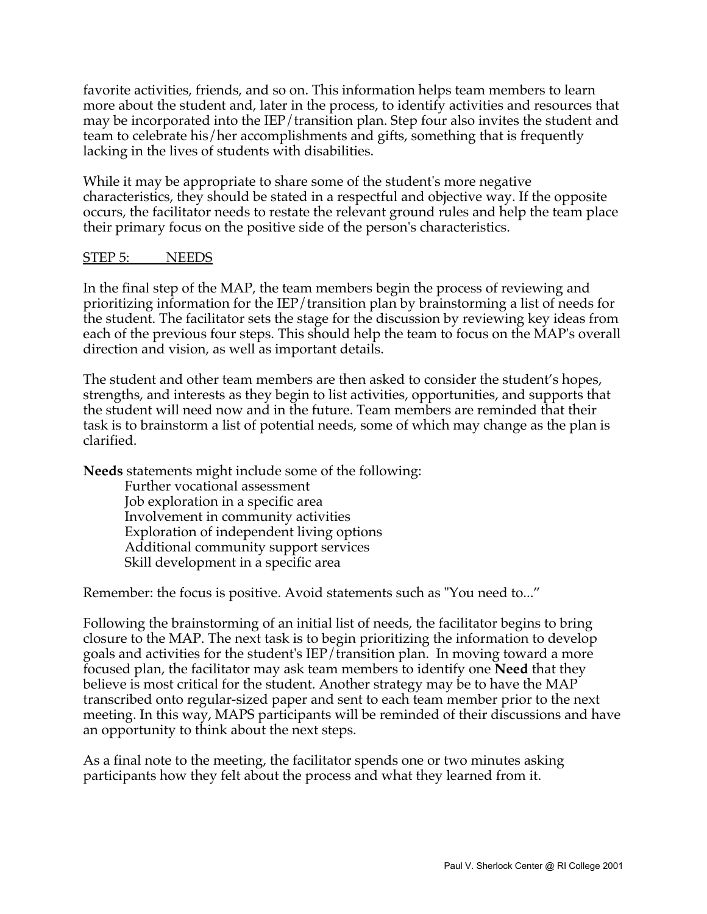favorite activities, friends, and so on. This information helps team members to learn more about the student and, later in the process, to identify activities and resources that may be incorporated into the IEP/transition plan. Step four also invites the student and team to celebrate his/her accomplishments and gifts, something that is frequently lacking in the lives of students with disabilities.

While it may be appropriate to share some of the student's more negative characteristics, they should be stated in a respectful and objective way. If the opposite occurs, the facilitator needs to restate the relevant ground rules and help the team place their primary focus on the positive side of the person's characteristics.

## STEP 5: NEEDS

In the final step of the MAP, the team members begin the process of reviewing and prioritizing information for the IEP/transition plan by brainstorming a list of needs for the student. The facilitator sets the stage for the discussion by reviewing key ideas from each of the previous four steps. This should help the team to focus on the MAP's overall direction and vision, as well as important details.

The student and other team members are then asked to consider the student's hopes, strengths, and interests as they begin to list activities, opportunities, and supports that the student will need now and in the future. Team members are reminded that their task is to brainstorm a list of potential needs, some of which may change as the plan is clarified.

**Needs** statements might include some of the following:

- Further vocational assessment
- Job exploration in a specific area
- Involvement in community activities
- Exploration of independent living options
- Additional community support services
- Skill development in a specific area

Remember: the focus is positive. Avoid statements such as "You need to..."

Following the brainstorming of an initial list of needs, the facilitator begins to bring closure to the MAP. The next task is to begin prioritizing the information to develop goals and activities for the student's IEP/transition plan. In moving toward a more focused plan, the facilitator may ask team members to identify one **Need** that they believe is most critical for the student. Another strategy may be to have the MAP transcribed onto regular-sized paper and sent to each team member prior to the next meeting. In this way, MAPS participants will be reminded of their discussions and have an opportunity to think about the next steps.

As a final note to the meeting, the facilitator spends one or two minutes asking participants how they felt about the process and what they learned from it.